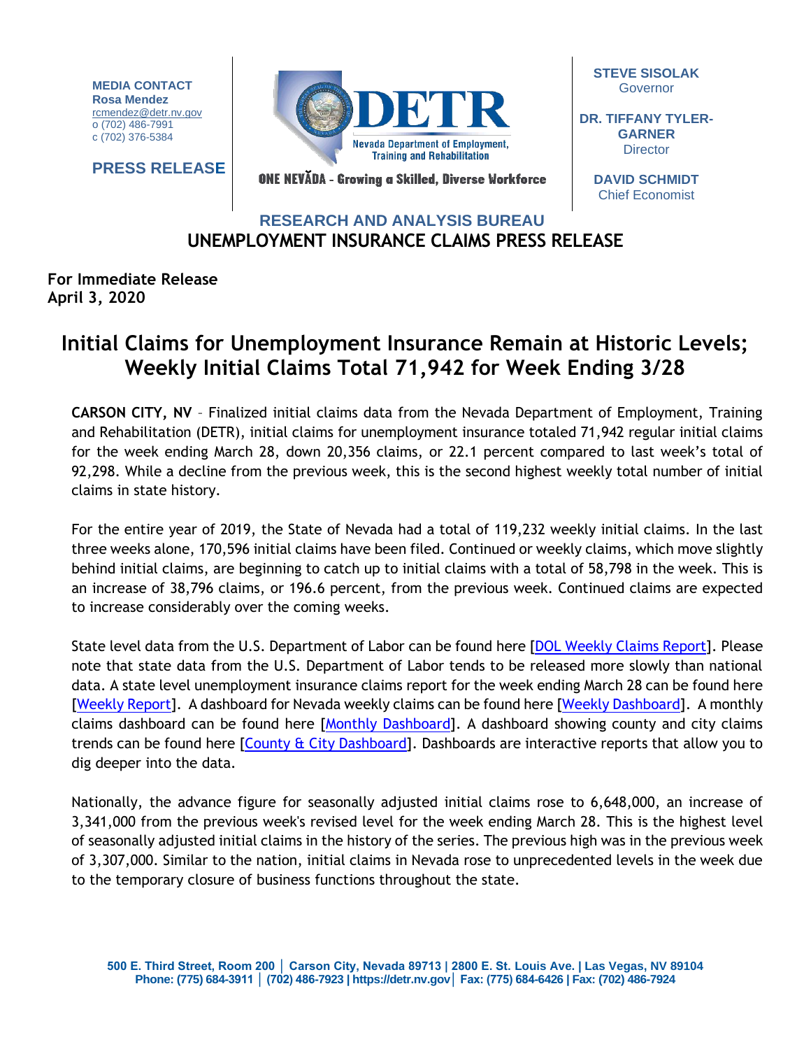**MEDIA CONTACT**
**Rosa Mendez**
rcmendez@detr.nv.gov
o (702) 486-7991
c (702) 376-5384

**PRESS RELEASE**

**DETR**
Nevada Department of Employment, Training and Rehabilitation
ONE NEVADA - Growing a Skilled, Diverse Workforce

**STEVE SISOLAK**
Governor

**DR. TIFFANY TYLER-GARNER**
Director

**DAVID SCHMIDT**
Chief Economist

**RESEARCH AND ANALYSIS BUREAU**
**UNEMPLOYMENT INSURANCE CLAIMS PRESS RELEASE**

**For Immediate Release**
**April 3, 2020**

# Initial Claims for Unemployment Insurance Remain at Historic Levels; Weekly Initial Claims Total 71,942 for Week Ending 3/28

**CARSON CITY, NV** – Finalized initial claims data from the Nevada Department of Employment, Training and Rehabilitation (DETR), initial claims for unemployment insurance totaled 71,942 regular initial claims for the week ending March 28, down 20,356 claims, or 22.1 percent compared to last week's total of 92,298. While a decline from the previous week, this is the second highest weekly total number of initial claims in state history.

For the entire year of 2019, the State of Nevada had a total of 119,232 weekly initial claims. In the last three weeks alone, 170,596 initial claims have been filed. Continued or weekly claims, which move slightly behind initial claims, are beginning to catch up to initial claims with a total of 58,798 in the week. This is an increase of 38,796 claims, or 196.6 percent, from the previous week. Continued claims are expected to increase considerably over the coming weeks.

State level data from the U.S. Department of Labor can be found here [DOL Weekly Claims Report]. Please note that state data from the U.S. Department of Labor tends to be released more slowly than national data. A state level unemployment insurance claims report for the week ending March 28 can be found here [Weekly Report]. A dashboard for Nevada weekly claims can be found here [Weekly Dashboard]. A monthly claims dashboard can be found here [Monthly Dashboard]. A dashboard showing county and city claims trends can be found here [County & City Dashboard]. Dashboards are interactive reports that allow you to dig deeper into the data.

Nationally, the advance figure for seasonally adjusted initial claims rose to 6,648,000, an increase of 3,341,000 from the previous week's revised level for the week ending March 28. This is the highest level of seasonally adjusted initial claims in the history of the series. The previous high was in the previous week of 3,307,000. Similar to the nation, initial claims in Nevada rose to unprecedented levels in the week due to the temporary closure of business functions throughout the state.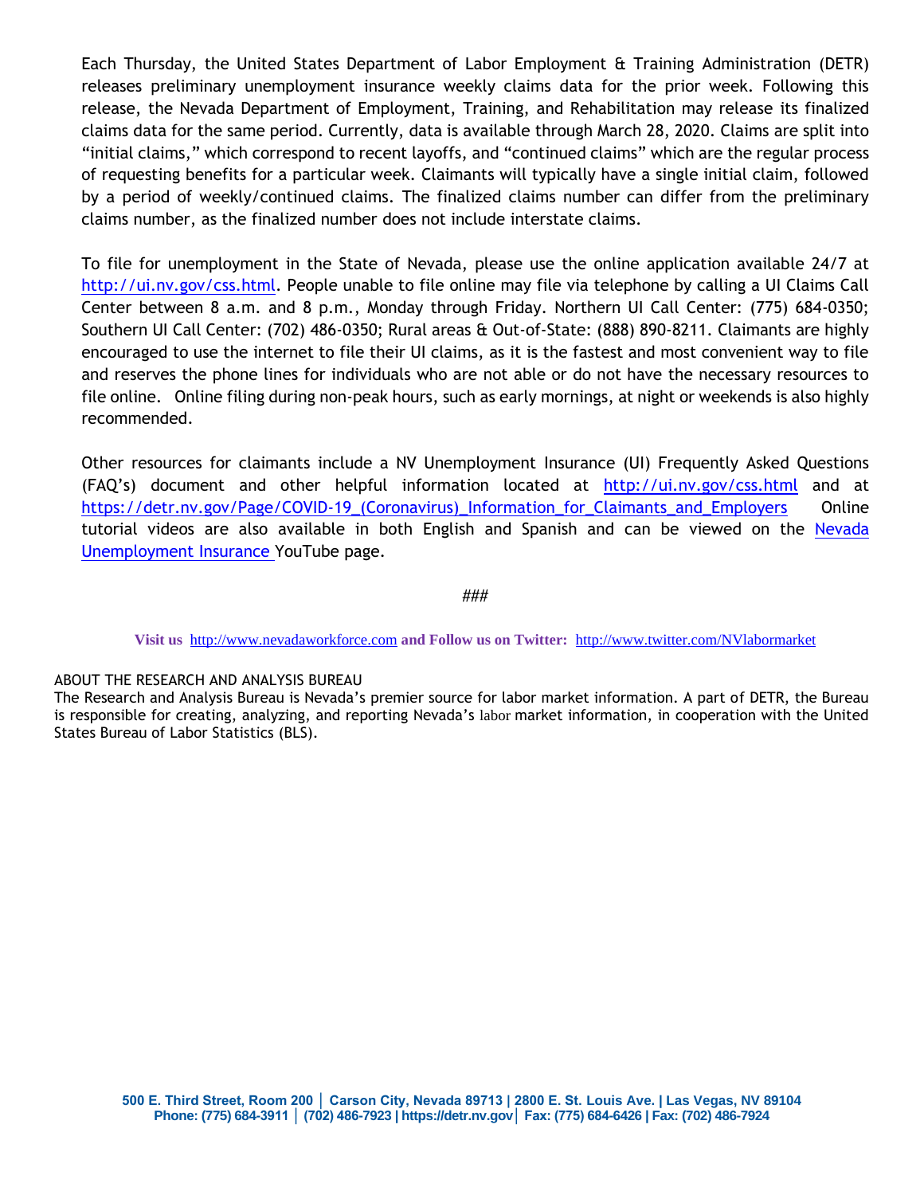Each Thursday, the United States Department of Labor Employment & Training Administration (DETR) releases preliminary unemployment insurance weekly claims data for the prior week. Following this release, the Nevada Department of Employment, Training, and Rehabilitation may release its finalized claims data for the same period. Currently, data is available through March 28, 2020. Claims are split into "initial claims," which correspond to recent layoffs, and "continued claims" which are the regular process of requesting benefits for a particular week. Claimants will typically have a single initial claim, followed by a period of weekly/continued claims. The finalized claims number can differ from the preliminary claims number, as the finalized number does not include interstate claims.

To file for unemployment in the State of Nevada, please use the online application available 24/7 at http://ui.nv.gov/css.html. People unable to file online may file via telephone by calling a UI Claims Call Center between 8 a.m. and 8 p.m., Monday through Friday. Northern UI Call Center: (775) 684-0350; Southern UI Call Center: (702) 486-0350; Rural areas & Out-of-State: (888) 890-8211. Claimants are highly encouraged to use the internet to file their UI claims, as it is the fastest and most convenient way to file and reserves the phone lines for individuals who are not able or do not have the necessary resources to file online. Online filing during non-peak hours, such as early mornings, at night or weekends is also highly recommended.

Other resources for claimants include a NV Unemployment Insurance (UI) Frequently Asked Questions (FAQ's) document and other helpful information located at http://ui.nv.gov/css.html and at https://detr.nv.gov/Page/COVID-19_(Coronavirus)_Information_for_Claimants_and_Employers Online tutorial videos are also available in both English and Spanish and can be viewed on the Nevada Unemployment Insurance YouTube page.

###

**Visit us** http://www.nevadaworkforce.com **and Follow us on Twitter:** http://www.twitter.com/NVlabormarket

ABOUT THE RESEARCH AND ANALYSIS BUREAU

The Research and Analysis Bureau is Nevada's premier source for labor market information. A part of DETR, the Bureau is responsible for creating, analyzing, and reporting Nevada's labor market information, in cooperation with the United States Bureau of Labor Statistics (BLS).

**500 E. Third Street, Room 200 │ Carson City, Nevada 89713 | 2800 E. St. Louis Ave. | Las Vegas, NV 89104**
**Phone: (775) 684-3911 │ (702) 486-7923 | https://detr.nv.gov│ Fax: (775) 684-6426 | Fax: (702) 486-7924**